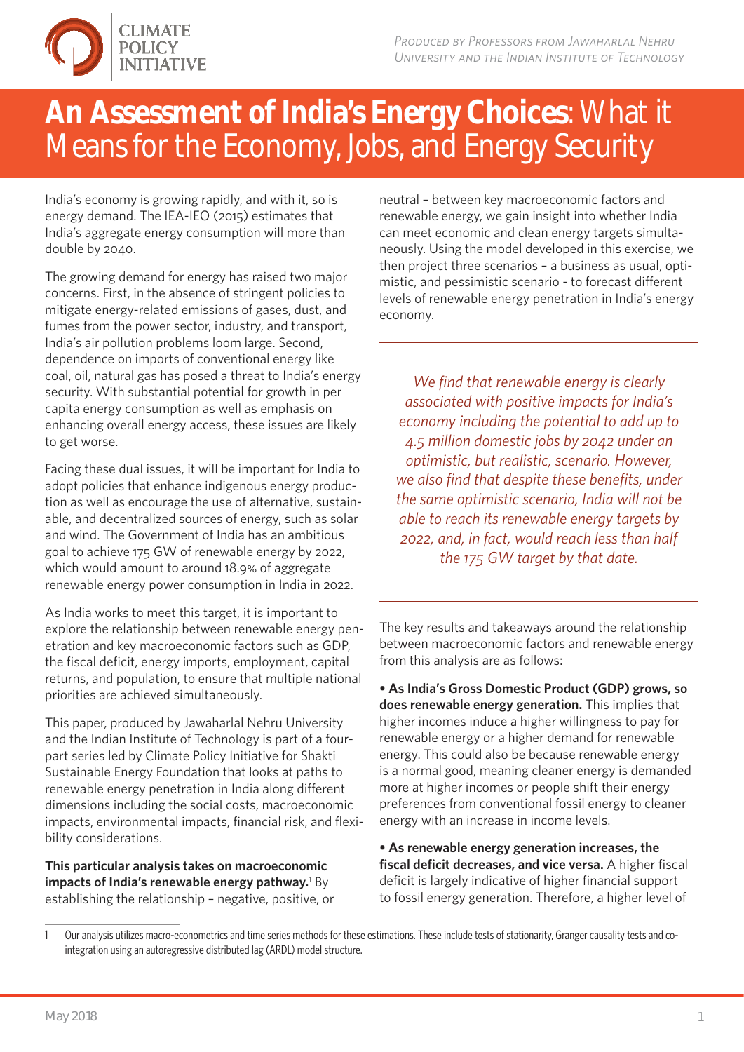*Produced by Professors from Jawaharlal Nehru University and the Indian Institute of Technology*

# **An Assessment of India's Energy Choices**: What it Means for the Economy, Jobs, and Energy Security

India's economy is growing rapidly, and with it, so is energy demand. The IEA-IEO (2015) estimates that India's aggregate energy consumption will more than double by 2040.

The growing demand for energy has raised two major concerns. First, in the absence of stringent policies to mitigate energy-related emissions of gases, dust, and fumes from the power sector, industry, and transport, India's air pollution problems loom large. Second, dependence on imports of conventional energy like coal, oil, natural gas has posed a threat to India's energy security. With substantial potential for growth in per capita energy consumption as well as emphasis on enhancing overall energy access, these issues are likely to get worse.

Facing these dual issues, it will be important for India to adopt policies that enhance indigenous energy production as well as encourage the use of alternative, sustainable, and decentralized sources of energy, such as solar and wind. The Government of India has an ambitious goal to achieve 175 GW of renewable energy by 2022, which would amount to around 18.9% of aggregate renewable energy power consumption in India in 2022.

As India works to meet this target, it is important to explore the relationship between renewable energy penetration and key macroeconomic factors such as GDP, the fiscal deficit, energy imports, employment, capital returns, and population, to ensure that multiple national priorities are achieved simultaneously.

This paper, produced by Jawaharlal Nehru University and the Indian Institute of Technology is part of a four-part series led by Climate Policy Initiative for Shakti Sustainable Energy Foundation that looks at paths to renewable energy penetration in India along different dimensions including the social costs, macroeconomic impacts, environmental impacts, financial risk, and flexibility considerations.

**This particular analysis takes on macroeconomic impacts of India's renewable energy pathway.**[1] By establishing the relationship – negative, positive, or neutral – between key macroeconomic factors and renewable energy, we gain insight into whether India can meet economic and clean energy targets simultaneously. Using the model developed in this exercise, we then project three scenarios – a business as usual, optimistic, and pessimistic scenario - to forecast different levels of renewable energy penetration in India's energy economy.

*We find that renewable energy is clearly associated with positive impacts for India's economy including the potential to add up to 4.5 million domestic jobs by 2042 under an optimistic, but realistic, scenario. However, we also find that despite these benefits, under the same optimistic scenario, India will not be able to reach its renewable energy targets by 2022, and, in fact, would reach less than half the 175 GW target by that date.*

The key results and takeaways around the relationship between macroeconomic factors and renewable energy from this analysis are as follows:

- **As India's Gross Domestic Product (GDP) grows, so does renewable energy generation.** This implies that higher incomes induce a higher willingness to pay for renewable energy or a higher demand for renewable energy. This could also be because renewable energy is a normal good, meaning cleaner energy is demanded more at higher incomes or people shift their energy preferences from conventional fossil energy to cleaner energy with an increase in income levels.
- **As renewable energy generation increases, the fiscal deficit decreases, and vice versa.** A higher fiscal deficit is largely indicative of higher financial support to fossil energy generation. Therefore, a higher level of

[1] Our analysis utilizes macro-econometrics and time series methods for these estimations. These include tests of stationarity, Granger causality tests and co-integration using an autoregressive distributed lag (ARDL) model structure.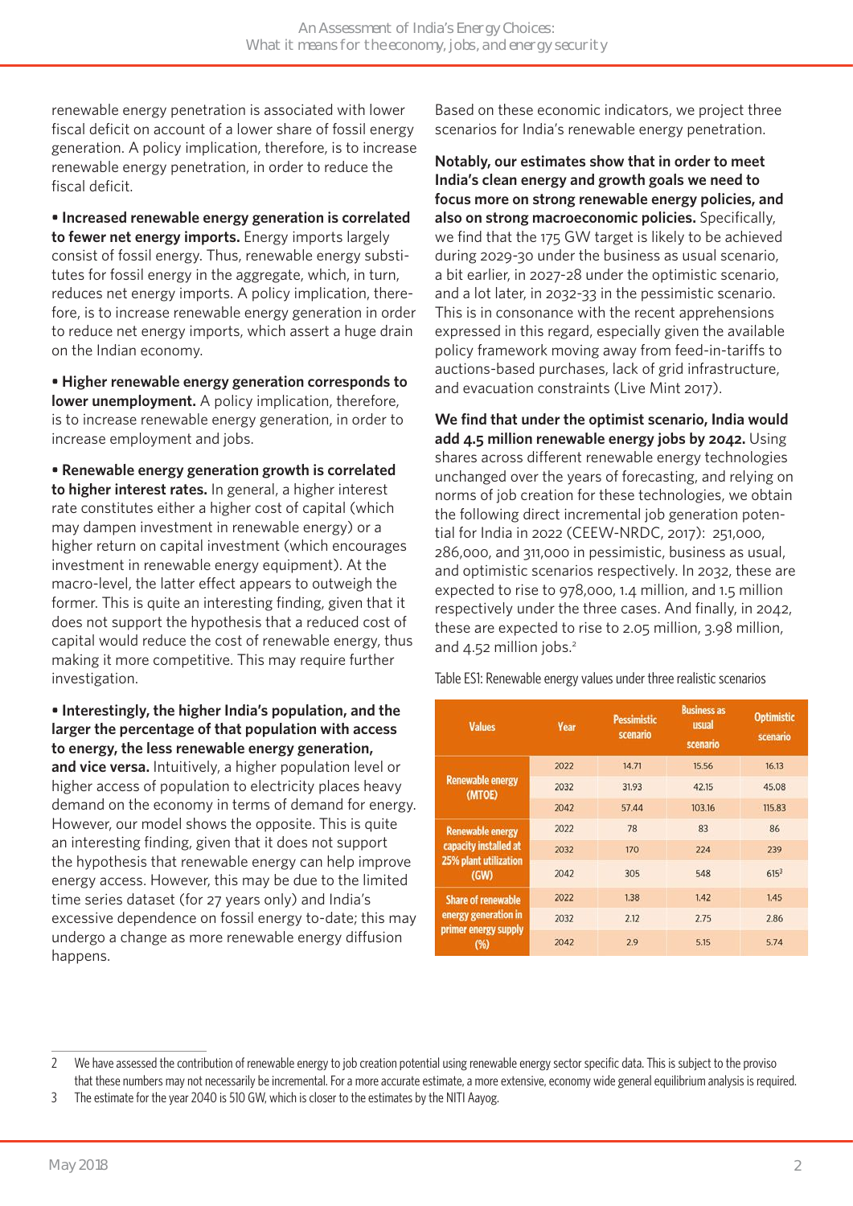renewable energy penetration is associated with lower fiscal deficit on account of a lower share of fossil energy generation. A policy implication, therefore, is to increase renewable energy penetration, in order to reduce the fiscal deficit.

- **Increased renewable energy generation is correlated to fewer net energy imports.** Energy imports largely consist of fossil energy. Thus, renewable energy substitutes for fossil energy in the aggregate, which, in turn, reduces net energy imports. A policy implication, therefore, is to increase renewable energy generation in order to reduce net energy imports, which assert a huge drain on the Indian economy.

- **Higher renewable energy generation corresponds to lower unemployment.** A policy implication, therefore, is to increase renewable energy generation, in order to increase employment and jobs.

- **Renewable energy generation growth is correlated to higher interest rates.** In general, a higher interest rate constitutes either a higher cost of capital (which may dampen investment in renewable energy) or a higher return on capital investment (which encourages investment in renewable energy equipment). At the macro-level, the latter effect appears to outweigh the former. This is quite an interesting finding, given that it does not support the hypothesis that a reduced cost of capital would reduce the cost of renewable energy, thus making it more competitive. This may require further investigation.

- **Interestingly, the higher India's population, and the larger the percentage of that population with access to energy, the less renewable energy generation, and vice versa.** Intuitively, a higher population level or higher access of population to electricity places heavy demand on the economy in terms of demand for energy. However, our model shows the opposite. This is quite an interesting finding, given that it does not support the hypothesis that renewable energy can help improve energy access. However, this may be due to the limited time series dataset (for 27 years only) and India's excessive dependence on fossil energy to-date; this may undergo a change as more renewable energy diffusion happens.

Based on these economic indicators, we project three scenarios for India's renewable energy penetration.

**Notably, our estimates show that in order to meet India's clean energy and growth goals we need to focus more on strong renewable energy policies, and also on strong macroeconomic policies.** Specifically, we find that the 175 GW target is likely to be achieved during 2029-30 under the business as usual scenario, a bit earlier, in 2027-28 under the optimistic scenario, and a lot later, in 2032-33 in the pessimistic scenario. This is in consonance with the recent apprehensions expressed in this regard, especially given the available policy framework moving away from feed-in-tariffs to auctions-based purchases, lack of grid infrastructure, and evacuation constraints (Live Mint 2017).

**We find that under the optimist scenario, India would add 4.5 million renewable energy jobs by 2042.** Using shares across different renewable energy technologies unchanged over the years of forecasting, and relying on norms of job creation for these technologies, we obtain the following direct incremental job generation potential for India in 2022 (CEEW-NRDC, 2017): 251,000, 286,000, and 311,000 in pessimistic, business as usual, and optimistic scenarios respectively. In 2032, these are expected to rise to 978,000, 1.4 million, and 1.5 million respectively under the three cases. And finally, in 2042, these are expected to rise to 2.05 million, 3.98 million, and 4.52 million jobs.[2]

Table ES1: Renewable energy values under three realistic scenarios

| Values | Year | Pessimistic scenario | Business as usual scenario | Optimistic scenario |
|---|---|---|---|---|
| Renewable energy (MTOE) | 2022 | 14.71 | 15.56 | 16.13 |
| | 2032 | 31.93 | 42.15 | 45.08 |
| | 2042 | 57.44 | 103.16 | 115.83 |
| Renewable energy capacity installed at 25% plant utilization (GW) | 2022 | 78 | 83 | 86 |
| | 2032 | 170 | 224 | 239 |
| | 2042 | 305 | 548 | 615[3] |
| Share of renewable energy generation in primer energy supply (%) | 2022 | 1.38 | 1.42 | 1.45 |
| | 2032 | 2.12 | 2.75 | 2.86 |
| | 2042 | 2.9 | 5.15 | 5.74 |

2 We have assessed the contribution of renewable energy to job creation potential using renewable energy sector specific data. This is subject to the proviso that these numbers may not necessarily be incremental. For a more accurate estimate, a more extensive, economy wide general equilibrium analysis is required.

3 The estimate for the year 2040 is 510 GW, which is closer to the estimates by the NITI Aayog.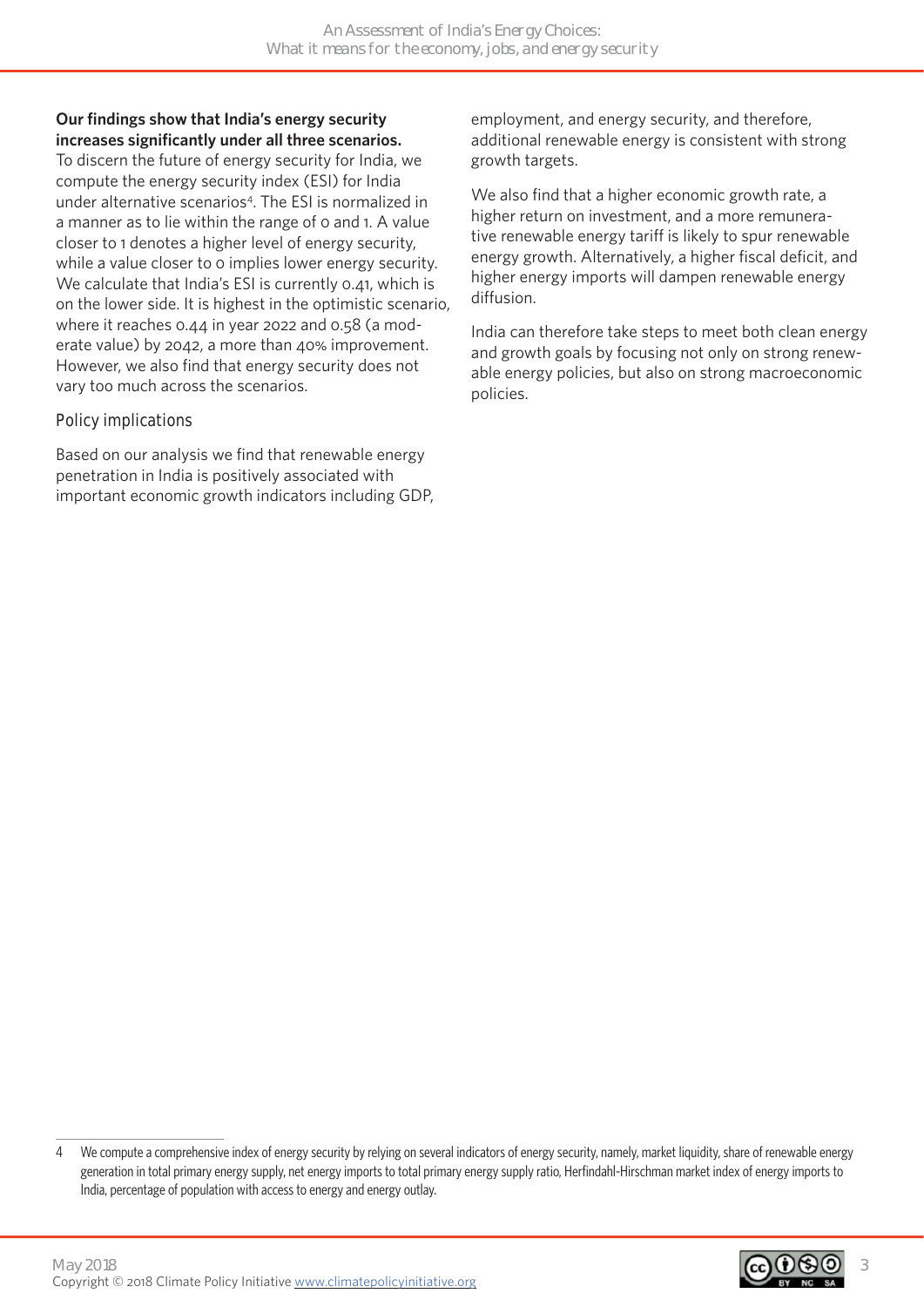**Our findings show that India's energy security increases significantly under all three scenarios.** To discern the future of energy security for India, we compute the energy security index (ESI) for India under alternative scenarios[4]. The ESI is normalized in a manner as to lie within the range of 0 and 1. A value closer to 1 denotes a higher level of energy security, while a value closer to 0 implies lower energy security. We calculate that India's ESI is currently 0.41, which is on the lower side. It is highest in the optimistic scenario, where it reaches 0.44 in year 2022 and 0.58 (a moderate value) by 2042, a more than 40% improvement. However, we also find that energy security does not vary too much across the scenarios.

## Policy implications

Based on our analysis we find that renewable energy penetration in India is positively associated with important economic growth indicators including GDP, employment, and energy security, and therefore, additional renewable energy is consistent with strong growth targets.

We also find that a higher economic growth rate, a higher return on investment, and a more remunerative renewable energy tariff is likely to spur renewable energy growth. Alternatively, a higher fiscal deficit, and higher energy imports will dampen renewable energy diffusion.

India can therefore take steps to meet both clean energy and growth goals by focusing not only on strong renewable energy policies, but also on strong macroeconomic policies.

---

4 We compute a comprehensive index of energy security by relying on several indicators of energy security, namely, market liquidity, share of renewable energy generation in total primary energy supply, net energy imports to total primary energy supply ratio, Herfindahl-Hirschman market index of energy imports to India, percentage of population with access to energy and energy outlay.